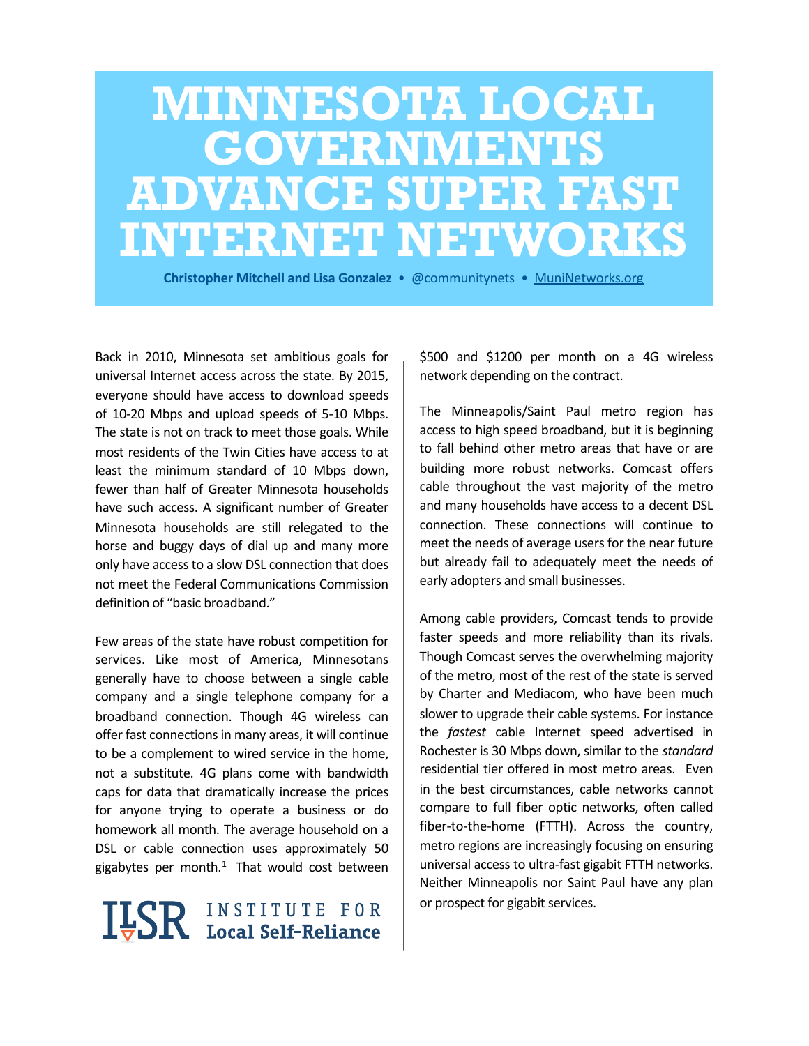# MINNESOTA LOCAL GOVERNMENTS ADVANCE SUPER FAST INTERNET NETWORKS

**Christopher Mitchell and Lisa Gonzalez** • @communitynets • MuniNetworks.org

Back in 2010, Minnesota set ambitious goals for universal Internet access across the state. By 2015, everyone should have access to download speeds of 10-20 Mbps and upload speeds of 5-10 Mbps. The state is not on track to meet those goals. While most residents of the Twin Cities have access to at least the minimum standard of 10 Mbps down, fewer than half of Greater Minnesota households have such access. A significant number of Greater Minnesota households are still relegated to the horse and buggy days of dial up and many more only have access to a slow DSL connection that does not meet the Federal Communications Commission definition of "basic broadband."

Few areas of the state have robust competition for services. Like most of America, Minnesotans generally have to choose between a single cable company and a single telephone company for a broadband connection. Though 4G wireless can offer fast connections in many areas, it will continue to be a complement to wired service in the home, not a substitute. 4G plans come with bandwidth caps for data that dramatically increase the prices for anyone trying to operate a business or do homework all month. The average household on a DSL or cable connection uses approximately 50 gigabytes per month.[1] That would cost between $500 and $1200 per month on a 4G wireless network depending on the contract.

The Minneapolis/Saint Paul metro region has access to high speed broadband, but it is beginning to fall behind other metro areas that have or are building more robust networks. Comcast offers cable throughout the vast majority of the metro and many households have access to a decent DSL connection. These connections will continue to meet the needs of average users for the near future but already fail to adequately meet the needs of early adopters and small businesses.

Among cable providers, Comcast tends to provide faster speeds and more reliability than its rivals. Though Comcast serves the overwhelming majority of the metro, most of the rest of the state is served by Charter and Mediacom, who have been much slower to upgrade their cable systems. For instance the *fastest* cable Internet speed advertised in Rochester is 30 Mbps down, similar to the *standard* residential tier offered in most metro areas. Even in the best circumstances, cable networks cannot compare to full fiber optic networks, often called fiber-to-the-home (FTTH). Across the country, metro regions are increasingly focusing on ensuring universal access to ultra-fast gigabit FTTH networks. Neither Minneapolis nor Saint Paul have any plan or prospect for gigabit services.

ILSR INSTITUTE FOR Local Self-Reliance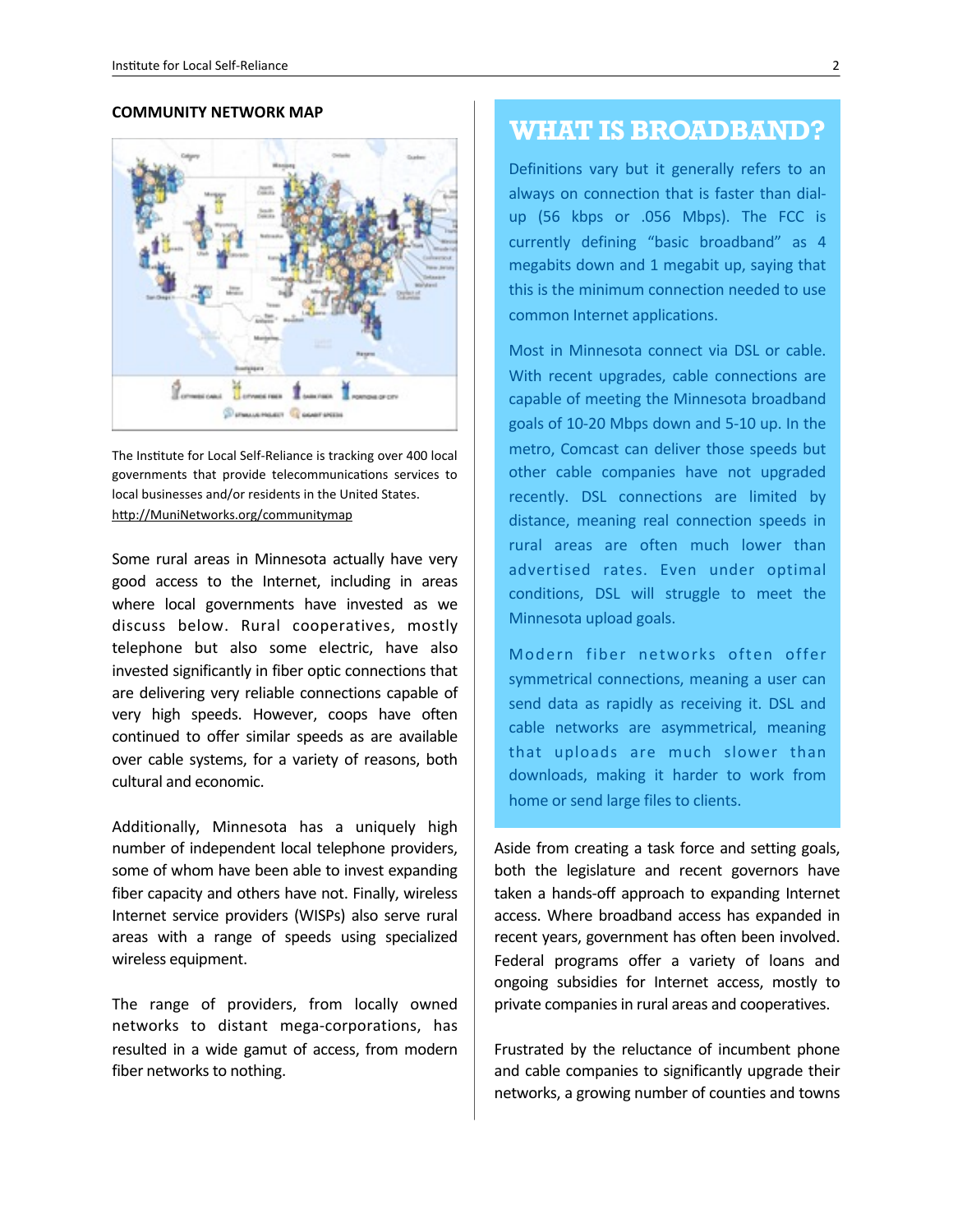### COMMUNITY NETWORK MAP

The Institute for Local Self-Reliance is tracking over 400 local governments that provide telecommunications services to local businesses and/or residents in the United States. http://MuniNetworks.org/communitymap

Some rural areas in Minnesota actually have very good access to the Internet, including in areas where local governments have invested as we discuss below. Rural cooperatives, mostly telephone but also some electric, have also invested significantly in fiber optic connections that are delivering very reliable connections capable of very high speeds. However, coops have often continued to offer similar speeds as are available over cable systems, for a variety of reasons, both cultural and economic.

Additionally, Minnesota has a uniquely high number of independent local telephone providers, some of whom have been able to invest expanding fiber capacity and others have not. Finally, wireless Internet service providers (WISPs) also serve rural areas with a range of speeds using specialized wireless equipment.

The range of providers, from locally owned networks to distant mega-corporations, has resulted in a wide gamut of access, from modern fiber networks to nothing.

## WHAT IS BROADBAND?

Definitions vary but it generally refers to an always on connection that is faster than dial-up (56 kbps or .056 Mbps). The FCC is currently defining "basic broadband" as 4 megabits down and 1 megabit up, saying that this is the minimum connection needed to use common Internet applications.

Most in Minnesota connect via DSL or cable. With recent upgrades, cable connections are capable of meeting the Minnesota broadband goals of 10-20 Mbps down and 5-10 up. In the metro, Comcast can deliver those speeds but other cable companies have not upgraded recently. DSL connections are limited by distance, meaning real connection speeds in rural areas are often much lower than advertised rates. Even under optimal conditions, DSL will struggle to meet the Minnesota upload goals.

Modern fiber networks often offer symmetrical connections, meaning a user can send data as rapidly as receiving it. DSL and cable networks are asymmetrical, meaning that uploads are much slower than downloads, making it harder to work from home or send large files to clients.

Aside from creating a task force and setting goals, both the legislature and recent governors have taken a hands-off approach to expanding Internet access. Where broadband access has expanded in recent years, government has often been involved. Federal programs offer a variety of loans and ongoing subsidies for Internet access, mostly to private companies in rural areas and cooperatives.

Frustrated by the reluctance of incumbent phone and cable companies to significantly upgrade their networks, a growing number of counties and towns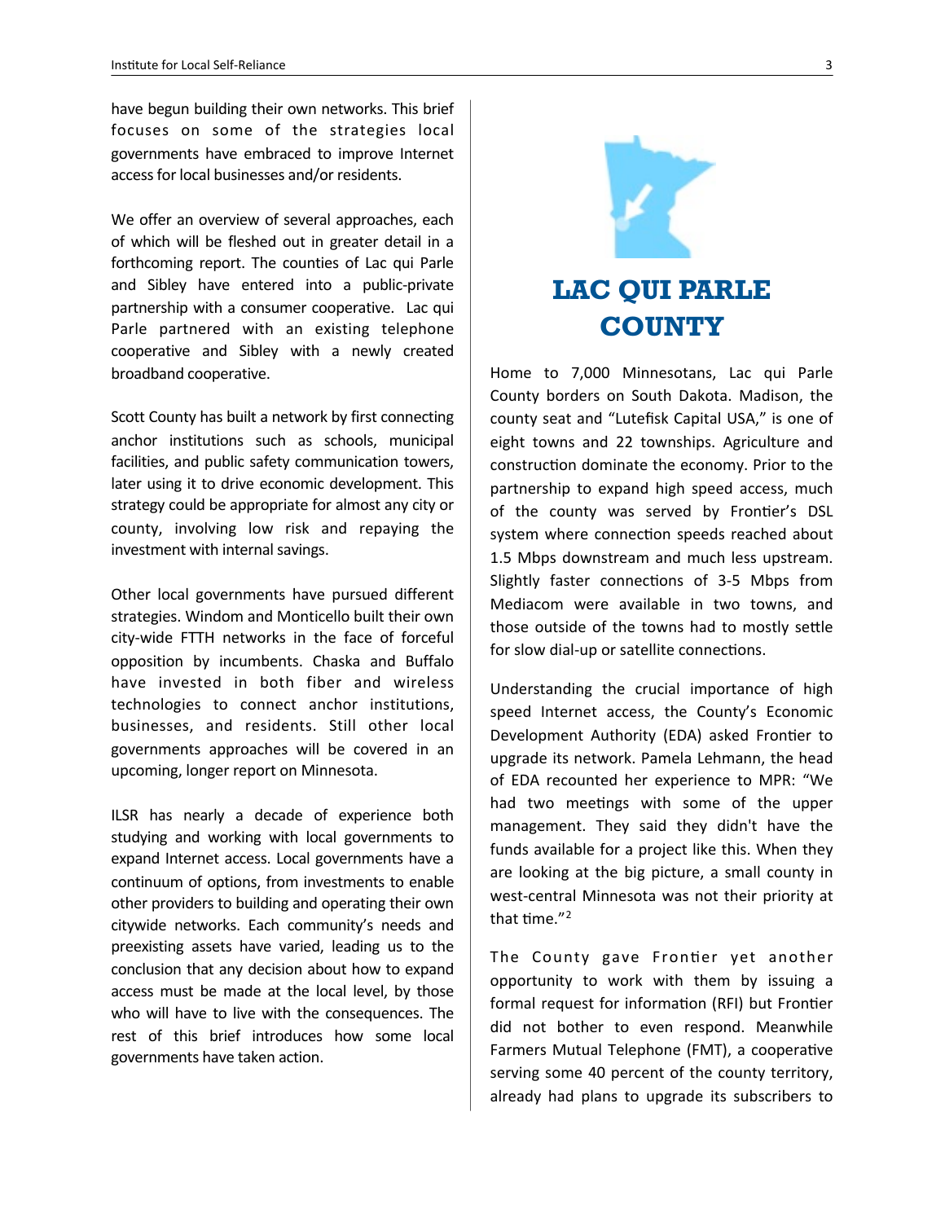have begun building their own networks. This brief focuses on some of the strategies local governments have embraced to improve Internet access for local businesses and/or residents.

We offer an overview of several approaches, each of which will be fleshed out in greater detail in a forthcoming report. The counties of Lac qui Parle and Sibley have entered into a public-private partnership with a consumer cooperative. Lac qui Parle partnered with an existing telephone cooperative and Sibley with a newly created broadband cooperative.

Scott County has built a network by first connecting anchor institutions such as schools, municipal facilities, and public safety communication towers, later using it to drive economic development. This strategy could be appropriate for almost any city or county, involving low risk and repaying the investment with internal savings.

Other local governments have pursued different strategies. Windom and Monticello built their own city-wide FTTH networks in the face of forceful opposition by incumbents. Chaska and Buffalo have invested in both fiber and wireless technologies to connect anchor institutions, businesses, and residents. Still other local governments approaches will be covered in an upcoming, longer report on Minnesota.

ILSR has nearly a decade of experience both studying and working with local governments to expand Internet access. Local governments have a continuum of options, from investments to enable other providers to building and operating their own citywide networks. Each community's needs and preexisting assets have varied, leading us to the conclusion that any decision about how to expand access must be made at the local level, by those who will have to live with the consequences. The rest of this brief introduces how some local governments have taken action.

# LAC QUI PARLE COUNTY

Home to 7,000 Minnesotans, Lac qui Parle County borders on South Dakota. Madison, the county seat and "Lutefisk Capital USA," is one of eight towns and 22 townships. Agriculture and construction dominate the economy. Prior to the partnership to expand high speed access, much of the county was served by Frontier's DSL system where connection speeds reached about 1.5 Mbps downstream and much less upstream. Slightly faster connections of 3-5 Mbps from Mediacom were available in two towns, and those outside of the towns had to mostly settle for slow dial-up or satellite connections.

Understanding the crucial importance of high speed Internet access, the County's Economic Development Authority (EDA) asked Frontier to upgrade its network. Pamela Lehmann, the head of EDA recounted her experience to MPR: "We had two meetings with some of the upper management. They said they didn't have the funds available for a project like this. When they are looking at the big picture, a small county in west-central Minnesota was not their priority at that time."[2]

The County gave Frontier yet another opportunity to work with them by issuing a formal request for information (RFI) but Frontier did not bother to even respond. Meanwhile Farmers Mutual Telephone (FMT), a cooperative serving some 40 percent of the county territory, already had plans to upgrade its subscribers to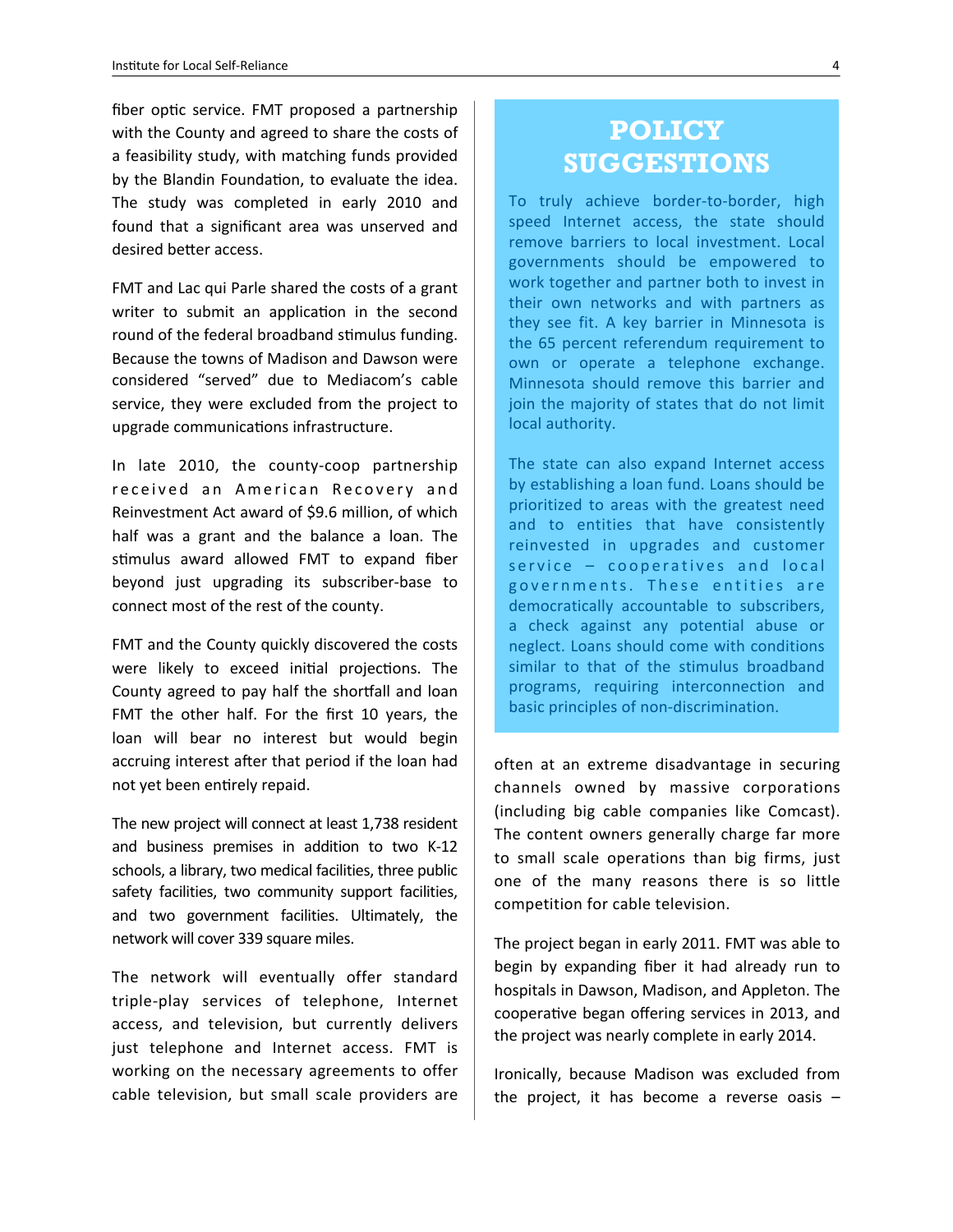fiber optic service. FMT proposed a partnership with the County and agreed to share the costs of a feasibility study, with matching funds provided by the Blandin Foundation, to evaluate the idea. The study was completed in early 2010 and found that a significant area was unserved and desired better access.

FMT and Lac qui Parle shared the costs of a grant writer to submit an application in the second round of the federal broadband stimulus funding. Because the towns of Madison and Dawson were considered "served" due to Mediacom's cable service, they were excluded from the project to upgrade communications infrastructure.

In late 2010, the county-coop partnership received an American Recovery and Reinvestment Act award of $9.6 million, of which half was a grant and the balance a loan. The stimulus award allowed FMT to expand fiber beyond just upgrading its subscriber-base to connect most of the rest of the county.

FMT and the County quickly discovered the costs were likely to exceed initial projections. The County agreed to pay half the shortfall and loan FMT the other half. For the first 10 years, the loan will bear no interest but would begin accruing interest after that period if the loan had not yet been entirely repaid.

The new project will connect at least 1,738 resident and business premises in addition to two K-12 schools, a library, two medical facilities, three public safety facilities, two community support facilities, and two government facilities. Ultimately, the network will cover 339 square miles.

The network will eventually offer standard triple-play services of telephone, Internet access, and television, but currently delivers just telephone and Internet access. FMT is working on the necessary agreements to offer cable television, but small scale providers are often at an extreme disadvantage in securing channels owned by massive corporations (including big cable companies like Comcast). The content owners generally charge far more to small scale operations than big firms, just one of the many reasons there is so little competition for cable television.

The project began in early 2011. FMT was able to begin by expanding fiber it had already run to hospitals in Dawson, Madison, and Appleton. The cooperative began offering services in 2013, and the project was nearly complete in early 2014.

Ironically, because Madison was excluded from the project, it has become a reverse oasis –

## POLICY SUGGESTIONS

To truly achieve border-to-border, high speed Internet access, the state should remove barriers to local investment. Local governments should be empowered to work together and partner both to invest in their own networks and with partners as they see fit. A key barrier in Minnesota is the 65 percent referendum requirement to own or operate a telephone exchange. Minnesota should remove this barrier and join the majority of states that do not limit local authority.

The state can also expand Internet access by establishing a loan fund. Loans should be prioritized to areas with the greatest need and to entities that have consistently reinvested in upgrades and customer service – cooperatives and local governments. These entities are democratically accountable to subscribers, a check against any potential abuse or neglect. Loans should come with conditions similar to that of the stimulus broadband programs, requiring interconnection and basic principles of non-discrimination.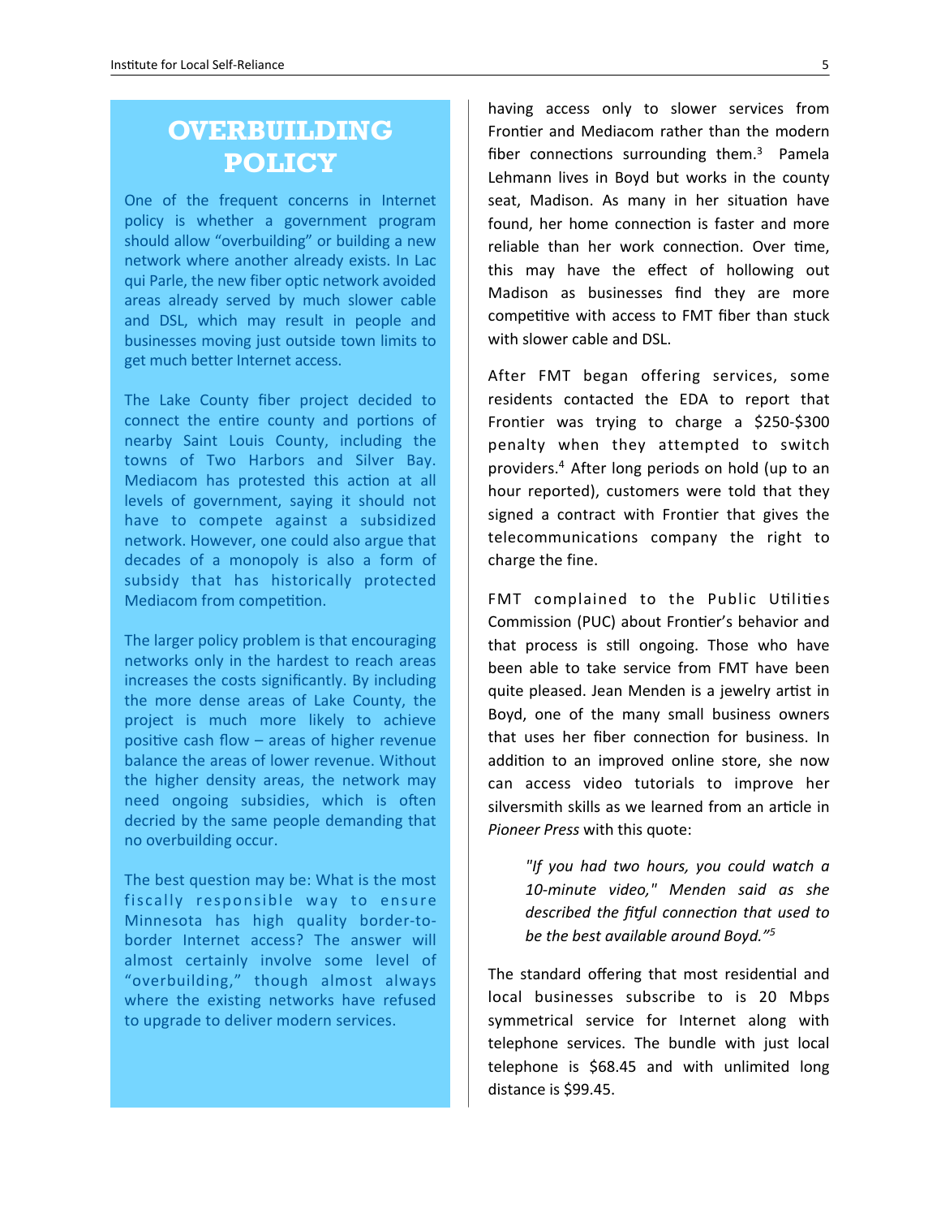## OVERBUILDING POLICY

One of the frequent concerns in Internet policy is whether a government program should allow "overbuilding" or building a new network where another already exists. In Lac qui Parle, the new fiber optic network avoided areas already served by much slower cable and DSL, which may result in people and businesses moving just outside town limits to get much better Internet access.

The Lake County fiber project decided to connect the entire county and portions of nearby Saint Louis County, including the towns of Two Harbors and Silver Bay. Mediacom has protested this action at all levels of government, saying it should not have to compete against a subsidized network. However, one could also argue that decades of a monopoly is also a form of subsidy that has historically protected Mediacom from competition.

The larger policy problem is that encouraging networks only in the hardest to reach areas increases the costs significantly. By including the more dense areas of Lake County, the project is much more likely to achieve positive cash flow – areas of higher revenue balance the areas of lower revenue. Without the higher density areas, the network may need ongoing subsidies, which is often decried by the same people demanding that no overbuilding occur.

The best question may be: What is the most fiscally responsible way to ensure Minnesota has high quality border-to-border Internet access? The answer will almost certainly involve some level of "overbuilding," though almost always where the existing networks have refused to upgrade to deliver modern services.

having access only to slower services from Frontier and Mediacom rather than the modern fiber connections surrounding them.[3] Pamela Lehmann lives in Boyd but works in the county seat, Madison. As many in her situation have found, her home connection is faster and more reliable than her work connection. Over time, this may have the effect of hollowing out Madison as businesses find they are more competitive with access to FMT fiber than stuck with slower cable and DSL.

After FMT began offering services, some residents contacted the EDA to report that Frontier was trying to charge a $250-$300 penalty when they attempted to switch providers.[4] After long periods on hold (up to an hour reported), customers were told that they signed a contract with Frontier that gives the telecommunications company the right to charge the fine.

FMT complained to the Public Utilities Commission (PUC) about Frontier's behavior and that process is still ongoing. Those who have been able to take service from FMT have been quite pleased. Jean Menden is a jewelry artist in Boyd, one of the many small business owners that uses her fiber connection for business. In addition to an improved online store, she now can access video tutorials to improve her silversmith skills as we learned from an article in *Pioneer Press* with this quote:

> *"If you had two hours, you could watch a 10-minute video," Menden said as she described the fitful connection that used to be the best available around Boyd."*[5]

The standard offering that most residential and local businesses subscribe to is 20 Mbps symmetrical service for Internet along with telephone services. The bundle with just local telephone is $68.45 and with unlimited long distance is $99.45.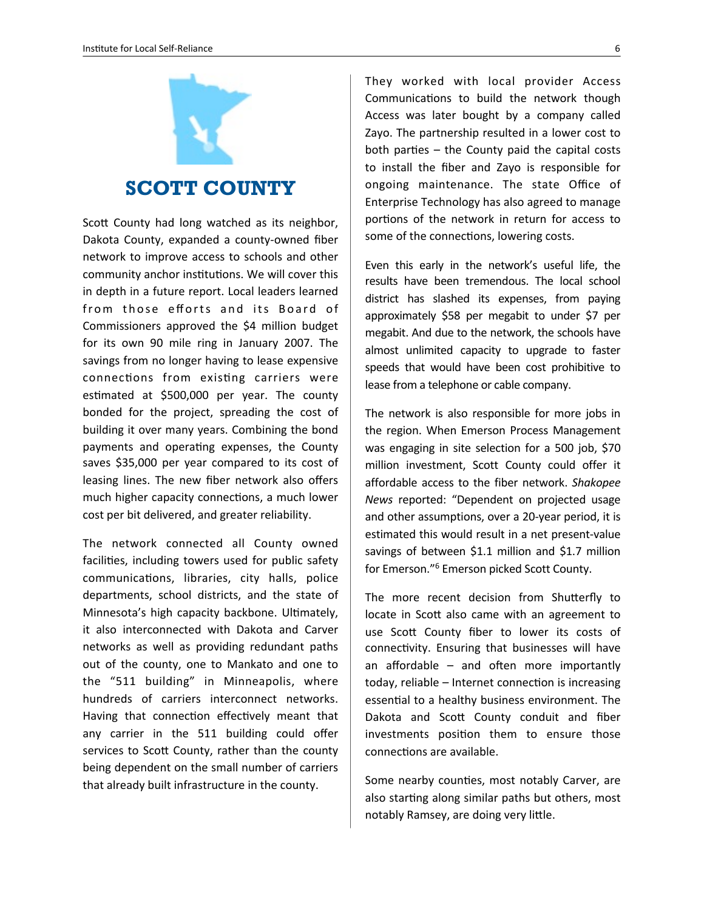# SCOTT COUNTY

Scott County had long watched as its neighbor, Dakota County, expanded a county-owned fiber network to improve access to schools and other community anchor institutions. We will cover this in depth in a future report. Local leaders learned from those efforts and its Board of Commissioners approved the $4 million budget for its own 90 mile ring in January 2007. The savings from no longer having to lease expensive connections from existing carriers were estimated at $500,000 per year. The county bonded for the project, spreading the cost of building it over many years. Combining the bond payments and operating expenses, the County saves $35,000 per year compared to its cost of leasing lines. The new fiber network also offers much higher capacity connections, a much lower cost per bit delivered, and greater reliability.

The network connected all County owned facilities, including towers used for public safety communications, libraries, city halls, police departments, school districts, and the state of Minnesota's high capacity backbone. Ultimately, it also interconnected with Dakota and Carver networks as well as providing redundant paths out of the county, one to Mankato and one to the "511 building" in Minneapolis, where hundreds of carriers interconnect networks. Having that connection effectively meant that any carrier in the 511 building could offer services to Scott County, rather than the county being dependent on the small number of carriers that already built infrastructure in the county.

They worked with local provider Access Communications to build the network though Access was later bought by a company called Zayo. The partnership resulted in a lower cost to both parties – the County paid the capital costs to install the fiber and Zayo is responsible for ongoing maintenance. The state Office of Enterprise Technology has also agreed to manage portions of the network in return for access to some of the connections, lowering costs.

Even this early in the network's useful life, the results have been tremendous. The local school district has slashed its expenses, from paying approximately $58 per megabit to under $7 per megabit. And due to the network, the schools have almost unlimited capacity to upgrade to faster speeds that would have been cost prohibitive to lease from a telephone or cable company.

The network is also responsible for more jobs in the region. When Emerson Process Management was engaging in site selection for a 500 job, $70 million investment, Scott County could offer it affordable access to the fiber network. *Shakopee News* reported: "Dependent on projected usage and other assumptions, over a 20-year period, it is estimated this would result in a net present-value savings of between $1.1 million and $1.7 million for Emerson."[6] Emerson picked Scott County.

The more recent decision from Shutterfly to locate in Scott also came with an agreement to use Scott County fiber to lower its costs of connectivity. Ensuring that businesses will have an affordable – and often more importantly today, reliable – Internet connection is increasing essential to a healthy business environment. The Dakota and Scott County conduit and fiber investments position them to ensure those connections are available.

Some nearby counties, most notably Carver, are also starting along similar paths but others, most notably Ramsey, are doing very little.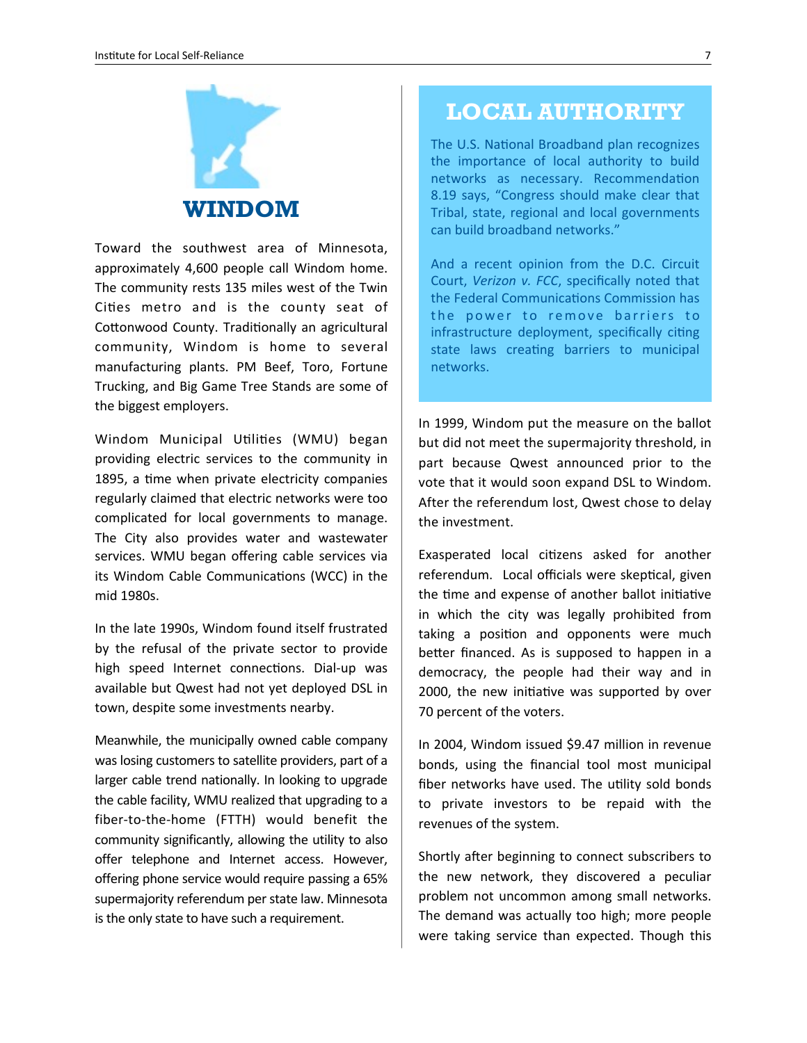## WINDOM

Toward the southwest area of Minnesota, approximately 4,600 people call Windom home. The community rests 135 miles west of the Twin Cities metro and is the county seat of Cottonwood County. Traditionally an agricultural community, Windom is home to several manufacturing plants. PM Beef, Toro, Fortune Trucking, and Big Game Tree Stands are some of the biggest employers.

Windom Municipal Utilities (WMU) began providing electric services to the community in 1895, a time when private electricity companies regularly claimed that electric networks were too complicated for local governments to manage. The City also provides water and wastewater services. WMU began offering cable services via its Windom Cable Communications (WCC) in the mid 1980s.

In the late 1990s, Windom found itself frustrated by the refusal of the private sector to provide high speed Internet connections. Dial-up was available but Qwest had not yet deployed DSL in town, despite some investments nearby.

Meanwhile, the municipally owned cable company was losing customers to satellite providers, part of a larger cable trend nationally. In looking to upgrade the cable facility, WMU realized that upgrading to a fiber-to-the-home (FTTH) would benefit the community significantly, allowing the utility to also offer telephone and Internet access. However, offering phone service would require passing a 65% supermajority referendum per state law. Minnesota is the only state to have such a requirement.

> **LOCAL AUTHORITY**
>
> The U.S. National Broadband plan recognizes the importance of local authority to build networks as necessary. Recommendation 8.19 says, "Congress should make clear that Tribal, state, regional and local governments can build broadband networks."
>
> And a recent opinion from the D.C. Circuit Court, *Verizon v. FCC*, specifically noted that the Federal Communications Commission has the power to remove barriers to infrastructure deployment, specifically citing state laws creating barriers to municipal networks.

In 1999, Windom put the measure on the ballot but did not meet the supermajority threshold, in part because Qwest announced prior to the vote that it would soon expand DSL to Windom. After the referendum lost, Qwest chose to delay the investment.

Exasperated local citizens asked for another referendum. Local officials were skeptical, given the time and expense of another ballot initiative in which the city was legally prohibited from taking a position and opponents were much better financed. As is supposed to happen in a democracy, the people had their way and in 2000, the new initiative was supported by over 70 percent of the voters.

In 2004, Windom issued $9.47 million in revenue bonds, using the financial tool most municipal fiber networks have used. The utility sold bonds to private investors to be repaid with the revenues of the system.

Shortly after beginning to connect subscribers to the new network, they discovered a peculiar problem not uncommon among small networks. The demand was actually too high; more people were taking service than expected. Though this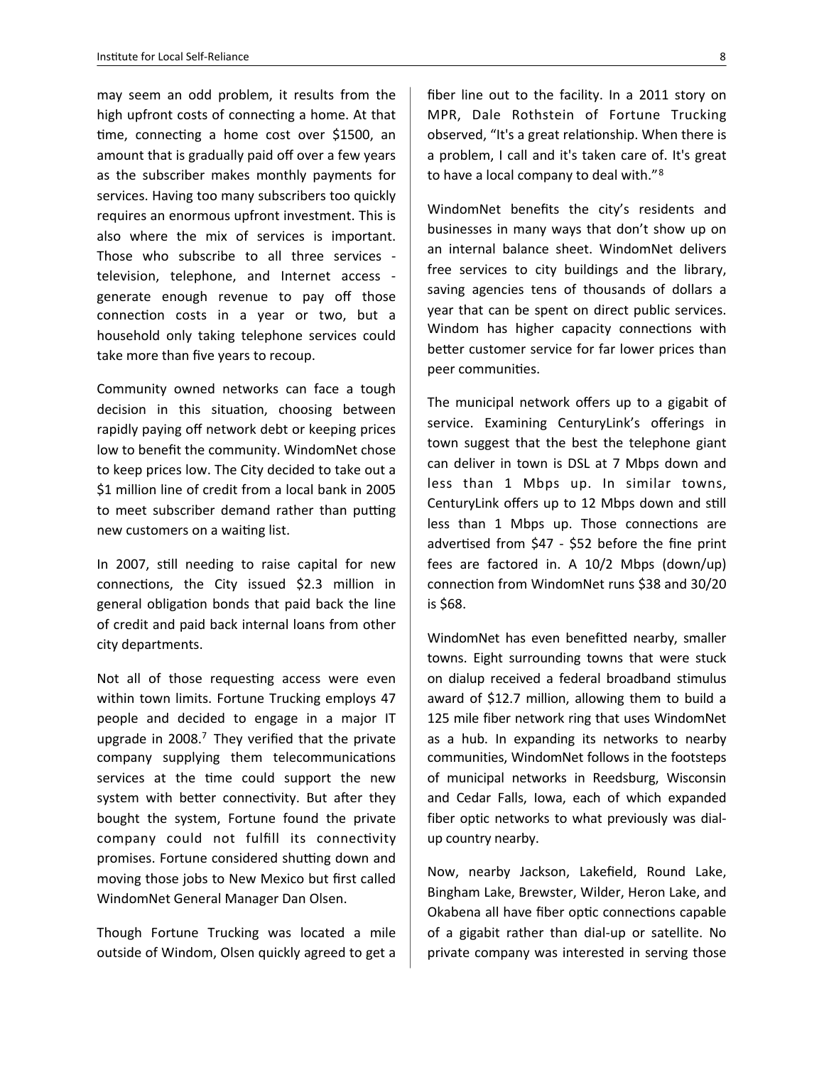may seem an odd problem, it results from the high upfront costs of connecting a home. At that time, connecting a home cost over $1500, an amount that is gradually paid off over a few years as the subscriber makes monthly payments for services. Having too many subscribers too quickly requires an enormous upfront investment. This is also where the mix of services is important. Those who subscribe to all three services - television, telephone, and Internet access - generate enough revenue to pay off those connection costs in a year or two, but a household only taking telephone services could take more than five years to recoup.

Community owned networks can face a tough decision in this situation, choosing between rapidly paying off network debt or keeping prices low to benefit the community. WindomNet chose to keep prices low. The City decided to take out a $1 million line of credit from a local bank in 2005 to meet subscriber demand rather than putting new customers on a waiting list.

In 2007, still needing to raise capital for new connections, the City issued $2.3 million in general obligation bonds that paid back the line of credit and paid back internal loans from other city departments.

Not all of those requesting access were even within town limits. Fortune Trucking employs 47 people and decided to engage in a major IT upgrade in 2008.[7] They verified that the private company supplying them telecommunications services at the time could support the new system with better connectivity. But after they bought the system, Fortune found the private company could not fulfill its connectivity promises. Fortune considered shutting down and moving those jobs to New Mexico but first called WindomNet General Manager Dan Olsen.

Though Fortune Trucking was located a mile outside of Windom, Olsen quickly agreed to get a fiber line out to the facility. In a 2011 story on MPR, Dale Rothstein of Fortune Trucking observed, "It's a great relationship. When there is a problem, I call and it's taken care of. It's great to have a local company to deal with."[8]

WindomNet benefits the city's residents and businesses in many ways that don't show up on an internal balance sheet. WindomNet delivers free services to city buildings and the library, saving agencies tens of thousands of dollars a year that can be spent on direct public services. Windom has higher capacity connections with better customer service for far lower prices than peer communities.

The municipal network offers up to a gigabit of service. Examining CenturyLink's offerings in town suggest that the best the telephone giant can deliver in town is DSL at 7 Mbps down and less than 1 Mbps up. In similar towns, CenturyLink offers up to 12 Mbps down and still less than 1 Mbps up. Those connections are advertised from $47 - $52 before the fine print fees are factored in. A 10/2 Mbps (down/up) connection from WindomNet runs $38 and 30/20 is $68.

WindomNet has even benefitted nearby, smaller towns. Eight surrounding towns that were stuck on dialup received a federal broadband stimulus award of $12.7 million, allowing them to build a 125 mile fiber network ring that uses WindomNet as a hub. In expanding its networks to nearby communities, WindomNet follows in the footsteps of municipal networks in Reedsburg, Wisconsin and Cedar Falls, Iowa, each of which expanded fiber optic networks to what previously was dial-up country nearby.

Now, nearby Jackson, Lakefield, Round Lake, Bingham Lake, Brewster, Wilder, Heron Lake, and Okabena all have fiber optic connections capable of a gigabit rather than dial-up or satellite. No private company was interested in serving those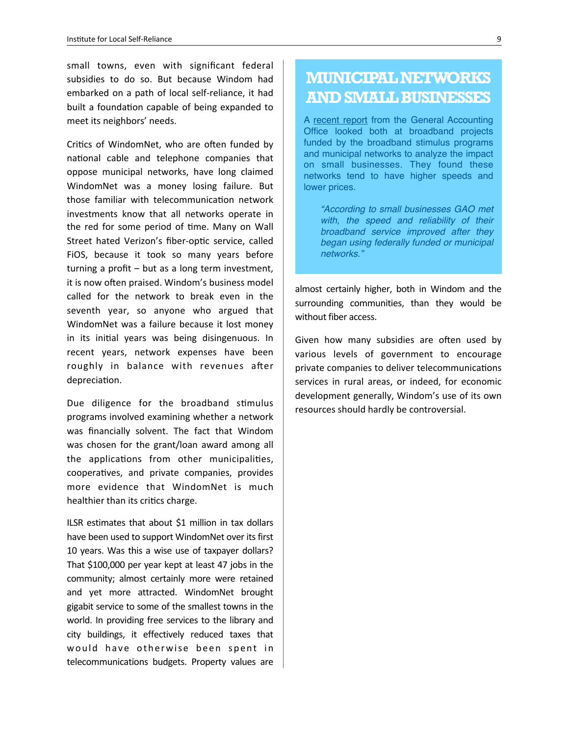small towns, even with significant federal subsidies to do so. But because Windom had embarked on a path of local self-reliance, it had built a foundation capable of being expanded to meet its neighbors' needs.

Critics of WindomNet, who are often funded by national cable and telephone companies that oppose municipal networks, have long claimed WindomNet was a money losing failure. But those familiar with telecommunication network investments know that all networks operate in the red for some period of time. Many on Wall Street hated Verizon's fiber-optic service, called FiOS, because it took so many years before turning a profit – but as a long term investment, it is now often praised. Windom's business model called for the network to break even in the seventh year, so anyone who argued that WindomNet was a failure because it lost money in its initial years was being disingenuous. In recent years, network expenses have been roughly in balance with revenues after depreciation.

Due diligence for the broadband stimulus programs involved examining whether a network was financially solvent. The fact that Windom was chosen for the grant/loan award among all the applications from other municipalities, cooperatives, and private companies, provides more evidence that WindomNet is much healthier than its critics charge.

ILSR estimates that about $1 million in tax dollars have been used to support WindomNet over its first 10 years. Was this a wise use of taxpayer dollars? That $100,000 per year kept at least 47 jobs in the community; almost certainly more were retained and yet more attracted. WindomNet brought gigabit service to some of the smallest towns in the world. In providing free services to the library and city buildings, it effectively reduced taxes that would have otherwise been spent in telecommunications budgets. Property values are almost certainly higher, both in Windom and the surrounding communities, than they would be without fiber access.

Given how many subsidies are often used by various levels of government to encourage private companies to deliver telecommunications services in rural areas, or indeed, for economic development generally, Windom's use of its own resources should hardly be controversial.

## MUNICIPAL NETWORKS AND SMALL BUSINESSES

A recent report from the General Accounting Office looked both at broadband projects funded by the broadband stimulus programs and municipal networks to analyze the impact on small businesses. They found these networks tend to have higher speeds and lower prices.

> *"According to small businesses GAO met with, the speed and reliability of their broadband service improved after they began using federally funded or municipal networks."*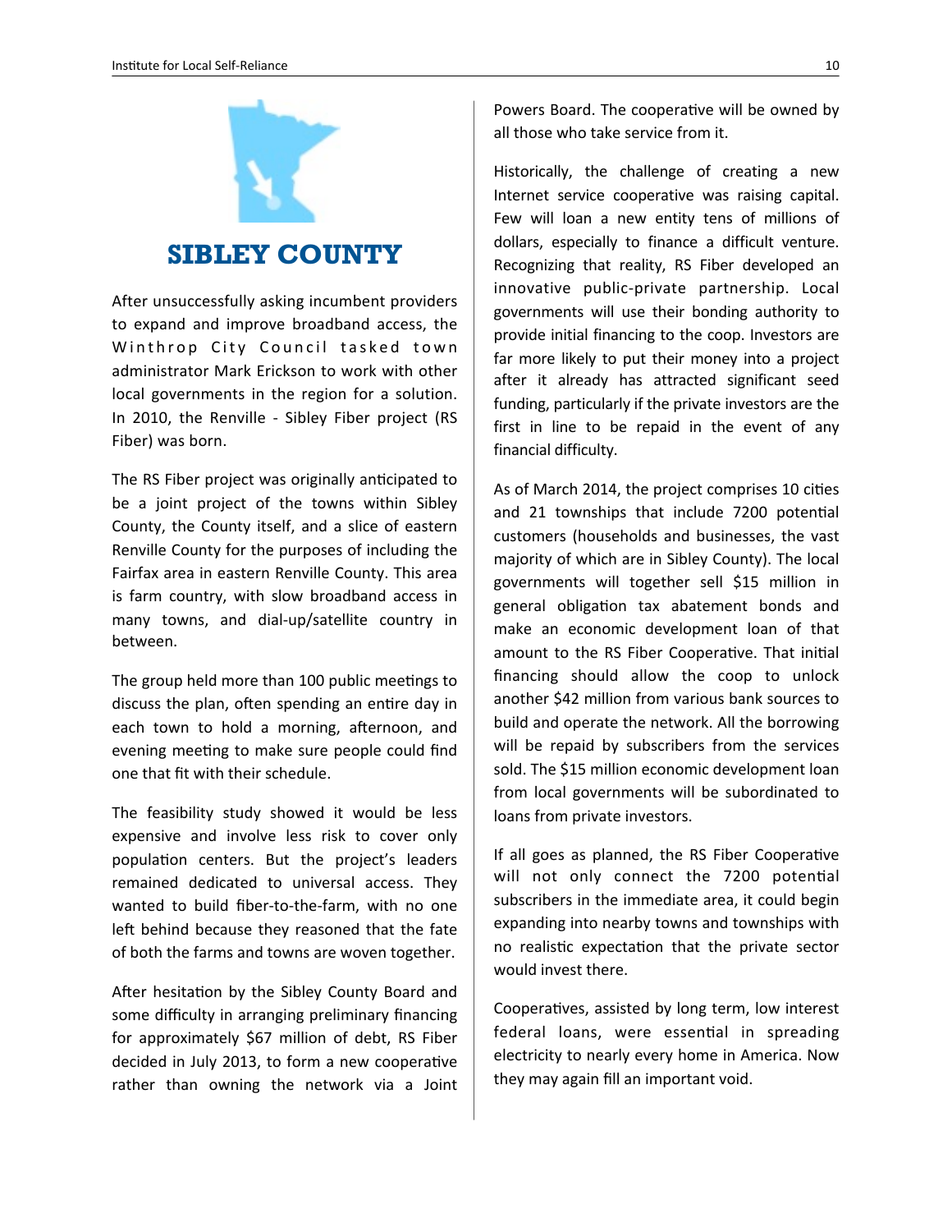# SIBLEY COUNTY

After unsuccessfully asking incumbent providers to expand and improve broadband access, the Winthrop City Council tasked town administrator Mark Erickson to work with other local governments in the region for a solution. In 2010, the Renville - Sibley Fiber project (RS Fiber) was born.

The RS Fiber project was originally anticipated to be a joint project of the towns within Sibley County, the County itself, and a slice of eastern Renville County for the purposes of including the Fairfax area in eastern Renville County. This area is farm country, with slow broadband access in many towns, and dial-up/satellite country in between.

The group held more than 100 public meetings to discuss the plan, often spending an entire day in each town to hold a morning, afternoon, and evening meeting to make sure people could find one that fit with their schedule.

The feasibility study showed it would be less expensive and involve less risk to cover only population centers. But the project's leaders remained dedicated to universal access. They wanted to build fiber-to-the-farm, with no one left behind because they reasoned that the fate of both the farms and towns are woven together.

After hesitation by the Sibley County Board and some difficulty in arranging preliminary financing for approximately $67 million of debt, RS Fiber decided in July 2013, to form a new cooperative rather than owning the network via a Joint Powers Board. The cooperative will be owned by all those who take service from it.

Historically, the challenge of creating a new Internet service cooperative was raising capital. Few will loan a new entity tens of millions of dollars, especially to finance a difficult venture. Recognizing that reality, RS Fiber developed an innovative public-private partnership. Local governments will use their bonding authority to provide initial financing to the coop. Investors are far more likely to put their money into a project after it already has attracted significant seed funding, particularly if the private investors are the first in line to be repaid in the event of any financial difficulty.

As of March 2014, the project comprises 10 cities and 21 townships that include 7200 potential customers (households and businesses, the vast majority of which are in Sibley County). The local governments will together sell $15 million in general obligation tax abatement bonds and make an economic development loan of that amount to the RS Fiber Cooperative. That initial financing should allow the coop to unlock another $42 million from various bank sources to build and operate the network. All the borrowing will be repaid by subscribers from the services sold. The $15 million economic development loan from local governments will be subordinated to loans from private investors.

If all goes as planned, the RS Fiber Cooperative will not only connect the 7200 potential subscribers in the immediate area, it could begin expanding into nearby towns and townships with no realistic expectation that the private sector would invest there.

Cooperatives, assisted by long term, low interest federal loans, were essential in spreading electricity to nearly every home in America. Now they may again fill an important void.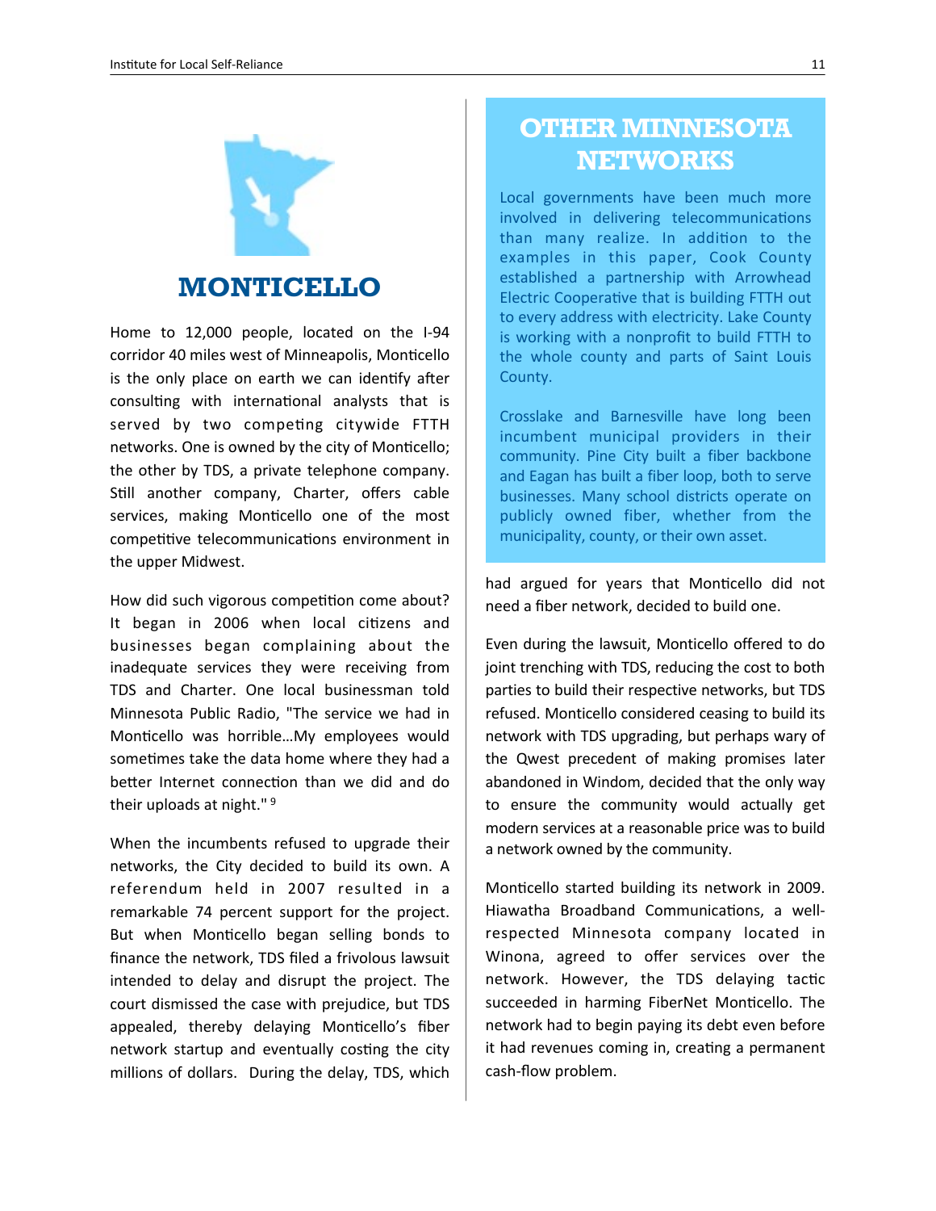## MONTICELLO

Home to 12,000 people, located on the I-94 corridor 40 miles west of Minneapolis, Monticello is the only place on earth we can identify after consulting with international analysts that is served by two competing citywide FTTH networks. One is owned by the city of Monticello; the other by TDS, a private telephone company. Still another company, Charter, offers cable services, making Monticello one of the most competitive telecommunications environment in the upper Midwest.

How did such vigorous competition come about? It began in 2006 when local citizens and businesses began complaining about the inadequate services they were receiving from TDS and Charter. One local businessman told Minnesota Public Radio, "The service we had in Monticello was horrible…My employees would sometimes take the data home where they had a better Internet connection than we did and do their uploads at night." [9]

When the incumbents refused to upgrade their networks, the City decided to build its own. A referendum held in 2007 resulted in a remarkable 74 percent support for the project. But when Monticello began selling bonds to finance the network, TDS filed a frivolous lawsuit intended to delay and disrupt the project. The court dismissed the case with prejudice, but TDS appealed, thereby delaying Monticello's fiber network startup and eventually costing the city millions of dollars. During the delay, TDS, which had argued for years that Monticello did not need a fiber network, decided to build one.

Even during the lawsuit, Monticello offered to do joint trenching with TDS, reducing the cost to both parties to build their respective networks, but TDS refused. Monticello considered ceasing to build its network with TDS upgrading, but perhaps wary of the Qwest precedent of making promises later abandoned in Windom, decided that the only way to ensure the community would actually get modern services at a reasonable price was to build a network owned by the community.

Monticello started building its network in 2009. Hiawatha Broadband Communications, a well-respected Minnesota company located in Winona, agreed to offer services over the network. However, the TDS delaying tactic succeeded in harming FiberNet Monticello. The network had to begin paying its debt even before it had revenues coming in, creating a permanent cash-flow problem.

## OTHER MINNESOTA NETWORKS

Local governments have been much more involved in delivering telecommunications than many realize. In addition to the examples in this paper, Cook County established a partnership with Arrowhead Electric Cooperative that is building FTTH out to every address with electricity. Lake County is working with a nonprofit to build FTTH to the whole county and parts of Saint Louis County.

Crosslake and Barnesville have long been incumbent municipal providers in their community. Pine City built a fiber backbone and Eagan has built a fiber loop, both to serve businesses. Many school districts operate on publicly owned fiber, whether from the municipality, county, or their own asset.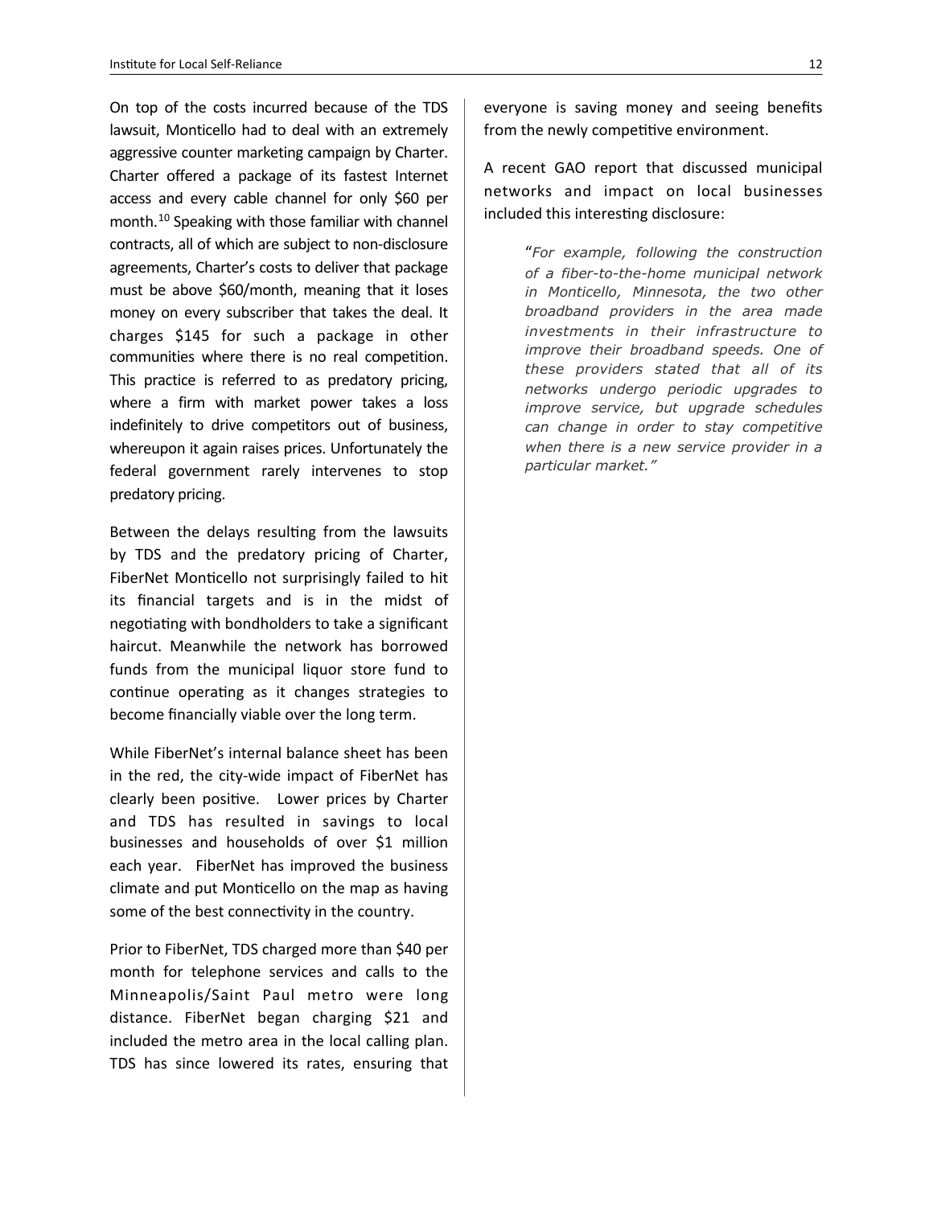On top of the costs incurred because of the TDS lawsuit, Monticello had to deal with an extremely aggressive counter marketing campaign by Charter. Charter offered a package of its fastest Internet access and every cable channel for only $60 per month.[10] Speaking with those familiar with channel contracts, all of which are subject to non-disclosure agreements, Charter's costs to deliver that package must be above $60/month, meaning that it loses money on every subscriber that takes the deal. It charges $145 for such a package in other communities where there is no real competition. This practice is referred to as predatory pricing, where a firm with market power takes a loss indefinitely to drive competitors out of business, whereupon it again raises prices. Unfortunately the federal government rarely intervenes to stop predatory pricing.

Between the delays resulting from the lawsuits by TDS and the predatory pricing of Charter, FiberNet Monticello not surprisingly failed to hit its financial targets and is in the midst of negotiating with bondholders to take a significant haircut. Meanwhile the network has borrowed funds from the municipal liquor store fund to continue operating as it changes strategies to become financially viable over the long term.

While FiberNet's internal balance sheet has been in the red, the city-wide impact of FiberNet has clearly been positive. Lower prices by Charter and TDS has resulted in savings to local businesses and households of over $1 million each year. FiberNet has improved the business climate and put Monticello on the map as having some of the best connectivity in the country.

Prior to FiberNet, TDS charged more than $40 per month for telephone services and calls to the Minneapolis/Saint Paul metro were long distance. FiberNet began charging $21 and included the metro area in the local calling plan. TDS has since lowered its rates, ensuring that everyone is saving money and seeing benefits from the newly competitive environment.

A recent GAO report that discussed municipal networks and impact on local businesses included this interesting disclosure:

> "*For example, following the construction of a fiber-to-the-home municipal network in Monticello, Minnesota, the two other broadband providers in the area made investments in their infrastructure to improve their broadband speeds. One of these providers stated that all of its networks undergo periodic upgrades to improve service, but upgrade schedules can change in order to stay competitive when there is a new service provider in a particular market.*"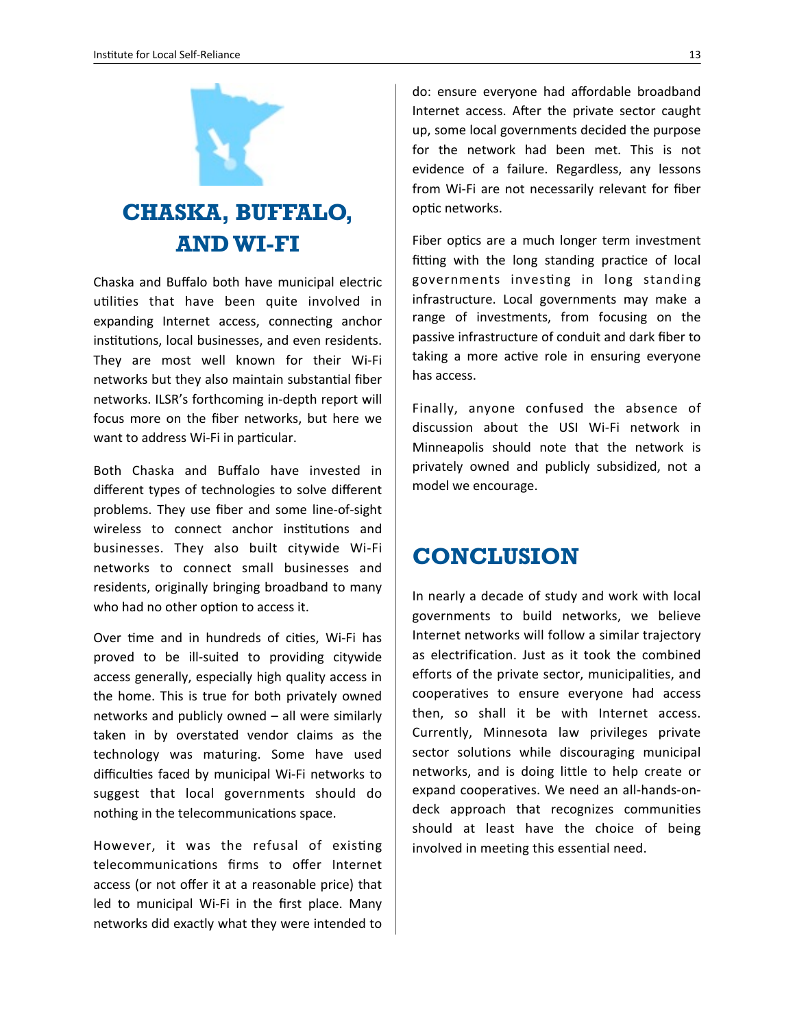## CHASKA, BUFFALO, AND WI-FI

Chaska and Buffalo both have municipal electric utilities that have been quite involved in expanding Internet access, connecting anchor institutions, local businesses, and even residents. They are most well known for their Wi-Fi networks but they also maintain substantial fiber networks. ILSR's forthcoming in-depth report will focus more on the fiber networks, but here we want to address Wi-Fi in particular.

Both Chaska and Buffalo have invested in different types of technologies to solve different problems. They use fiber and some line-of-sight wireless to connect anchor institutions and businesses. They also built citywide Wi-Fi networks to connect small businesses and residents, originally bringing broadband to many who had no other option to access it.

Over time and in hundreds of cities, Wi-Fi has proved to be ill-suited to providing citywide access generally, especially high quality access in the home. This is true for both privately owned networks and publicly owned – all were similarly taken in by overstated vendor claims as the technology was maturing. Some have used difficulties faced by municipal Wi-Fi networks to suggest that local governments should do nothing in the telecommunications space.

However, it was the refusal of existing telecommunications firms to offer Internet access (or not offer it at a reasonable price) that led to municipal Wi-Fi in the first place. Many networks did exactly what they were intended to do: ensure everyone had affordable broadband Internet access. After the private sector caught up, some local governments decided the purpose for the network had been met. This is not evidence of a failure. Regardless, any lessons from Wi-Fi are not necessarily relevant for fiber optic networks.

Fiber optics are a much longer term investment fitting with the long standing practice of local governments investing in long standing infrastructure. Local governments may make a range of investments, from focusing on the passive infrastructure of conduit and dark fiber to taking a more active role in ensuring everyone has access.

Finally, anyone confused the absence of discussion about the USI Wi-Fi network in Minneapolis should note that the network is privately owned and publicly subsidized, not a model we encourage.

## CONCLUSION

In nearly a decade of study and work with local governments to build networks, we believe Internet networks will follow a similar trajectory as electrification. Just as it took the combined efforts of the private sector, municipalities, and cooperatives to ensure everyone had access then, so shall it be with Internet access. Currently, Minnesota law privileges private sector solutions while discouraging municipal networks, and is doing little to help create or expand cooperatives. We need an all-hands-on-deck approach that recognizes communities should at least have the choice of being involved in meeting this essential need.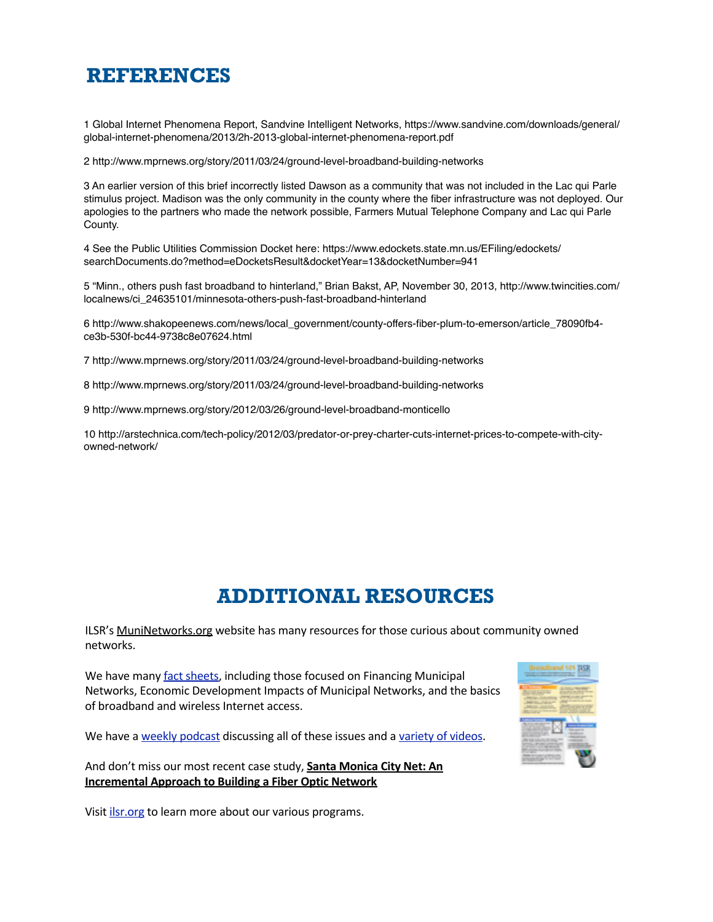# REFERENCES

1 Global Internet Phenomena Report, Sandvine Intelligent Networks, https://www.sandvine.com/downloads/general/global-internet-phenomena/2013/2h-2013-global-internet-phenomena-report.pdf

2 http://www.mprnews.org/story/2011/03/24/ground-level-broadband-building-networks

3 An earlier version of this brief incorrectly listed Dawson as a community that was not included in the Lac qui Parle stimulus project. Madison was the only community in the county where the fiber infrastructure was not deployed. Our apologies to the partners who made the network possible, Farmers Mutual Telephone Company and Lac qui Parle County.

4 See the Public Utilities Commission Docket here: https://www.edockets.state.mn.us/EFiling/edockets/searchDocuments.do?method=eDocketsResult&docketYear=13&docketNumber=941

5 "Minn., others push fast broadband to hinterland," Brian Bakst, AP, November 30, 2013, http://www.twincities.com/localnews/ci_24635101/minnesota-others-push-fast-broadband-hinterland

6 http://www.shakopeenews.com/news/local_government/county-offers-fiber-plum-to-emerson/article_78090fb4-ce3b-530f-bc44-9738c8e07624.html

7 http://www.mprnews.org/story/2011/03/24/ground-level-broadband-building-networks

8 http://www.mprnews.org/story/2011/03/24/ground-level-broadband-building-networks

9 http://www.mprnews.org/story/2012/03/26/ground-level-broadband-monticello

10 http://arstechnica.com/tech-policy/2012/03/predator-or-prey-charter-cuts-internet-prices-to-compete-with-city-owned-network/

# ADDITIONAL RESOURCES

ILSR's MuniNetworks.org website has many resources for those curious about community owned networks.

We have many fact sheets, including those focused on Financing Municipal Networks, Economic Development Impacts of Municipal Networks, and the basics of broadband and wireless Internet access.

We have a weekly podcast discussing all of these issues and a variety of videos.

And don't miss our most recent case study, **Santa Monica City Net: An Incremental Approach to Building a Fiber Optic Network**

Visit ilsr.org to learn more about our various programs.